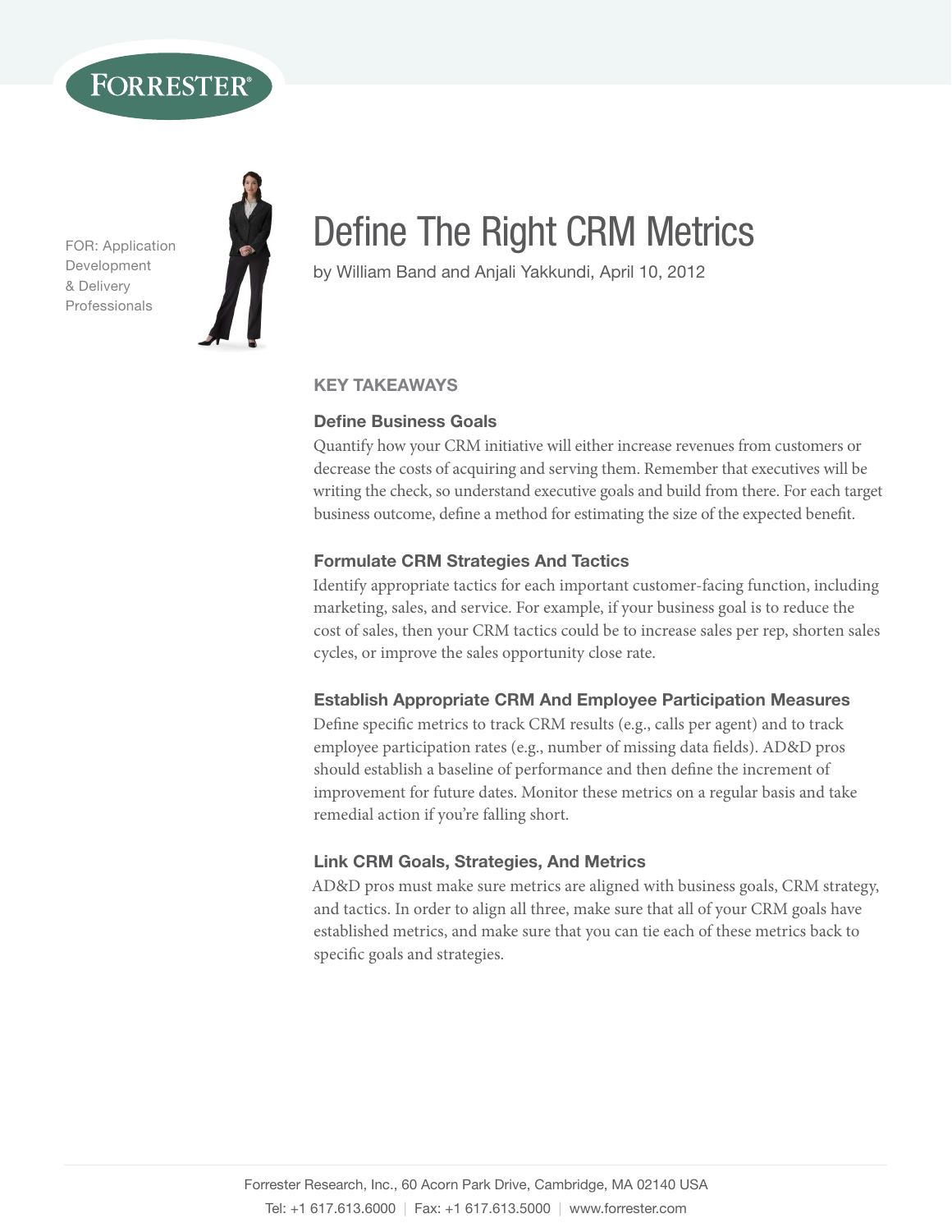FOR: Application Development & Delivery Professionals

# Define The Right CRM Metrics

by William Band and Anjali Yakkundi, April 10, 2012

## KEY TAKEAWAYS

### Define Business Goals

Quantify how your CRM initiative will either increase revenues from customers or decrease the costs of acquiring and serving them. Remember that executives will be writing the check, so understand executive goals and build from there. For each target business outcome, define a method for estimating the size of the expected benefit.

### Formulate CRM Strategies And Tactics

Identify appropriate tactics for each important customer-facing function, including marketing, sales, and service. For example, if your business goal is to reduce the cost of sales, then your CRM tactics could be to increase sales per rep, shorten sales cycles, or improve the sales opportunity close rate.

### Establish Appropriate CRM And Employee Participation Measures

Define specific metrics to track CRM results (e.g., calls per agent) and to track employee participation rates (e.g., number of missing data fields). AD&D pros should establish a baseline of performance and then define the increment of improvement for future dates. Monitor these metrics on a regular basis and take remedial action if you're falling short.

### Link CRM Goals, Strategies, And Metrics

AD&D pros must make sure metrics are aligned with business goals, CRM strategy, and tactics. In order to align all three, make sure that all of your CRM goals have established metrics, and make sure that you can tie each of these metrics back to specific goals and strategies.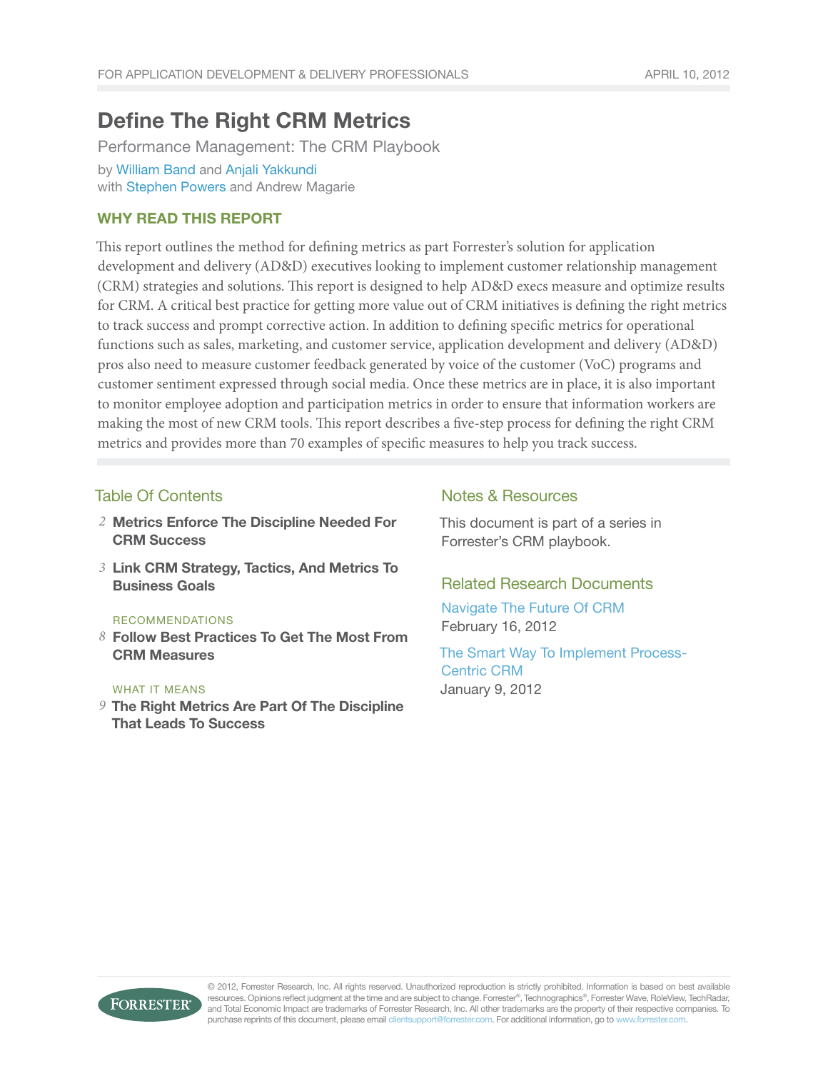# Define The Right CRM Metrics

Performance Management: The CRM Playbook

by William Band and Anjali Yakkundi
with Stephen Powers and Andrew Magarie

## WHY READ THIS REPORT

This report outlines the method for defining metrics as part Forrester's solution for application development and delivery (AD&D) executives looking to implement customer relationship management (CRM) strategies and solutions. This report is designed to help AD&D execs measure and optimize results for CRM. A critical best practice for getting more value out of CRM initiatives is defining the right metrics to track success and prompt corrective action. In addition to defining specific metrics for operational functions such as sales, marketing, and customer service, application development and delivery (AD&D) pros also need to measure customer feedback generated by voice of the customer (VoC) programs and customer sentiment expressed through social media. Once these metrics are in place, it is also important to monitor employee adoption and participation metrics in order to ensure that information workers are making the most of new CRM tools. This report describes a five-step process for defining the right CRM metrics and provides more than 70 examples of specific measures to help you track success.

## Table Of Contents

2 **Metrics Enforce The Discipline Needed For CRM Success**

3 **Link CRM Strategy, Tactics, And Metrics To Business Goals**

RECOMMENDATIONS

8 **Follow Best Practices To Get The Most From CRM Measures**

WHAT IT MEANS

9 **The Right Metrics Are Part Of The Discipline That Leads To Success**

## Notes & Resources

This document is part of a series in Forrester's CRM playbook.

## Related Research Documents

Navigate The Future Of CRM
February 16, 2012

The Smart Way To Implement Process-Centric CRM
January 9, 2012

© 2012, Forrester Research, Inc. All rights reserved. Unauthorized reproduction is strictly prohibited. Information is based on best available resources. Opinions reflect judgment at the time and are subject to change. Forrester®, Technographics®, Forrester Wave, RoleView, TechRadar, and Total Economic Impact are trademarks of Forrester Research, Inc. All other trademarks are the property of their respective companies. To purchase reprints of this document, please email clientsupport@forrester.com. For additional information, go to www.forrester.com.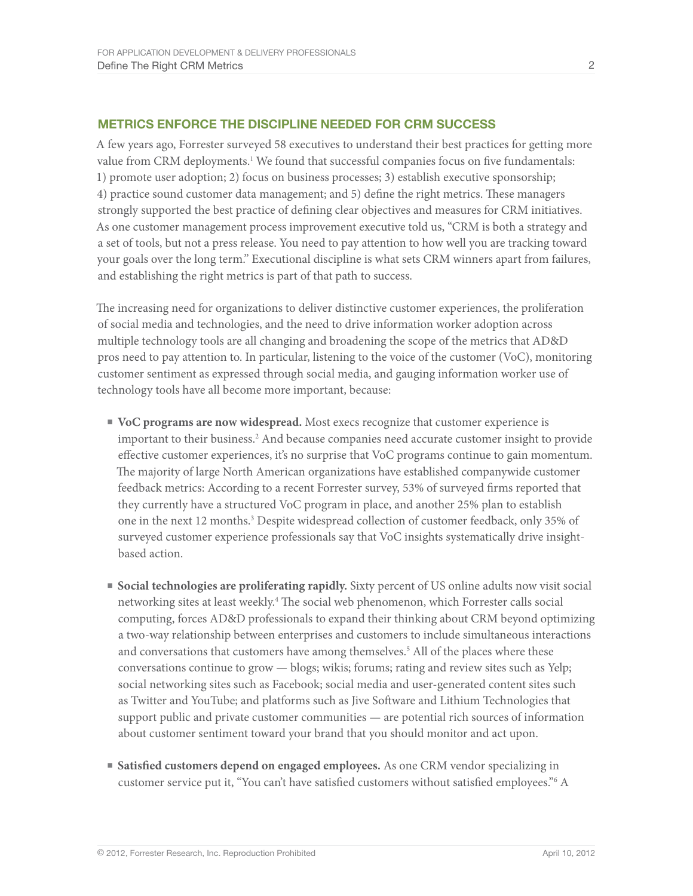## METRICS ENFORCE THE DISCIPLINE NEEDED FOR CRM SUCCESS

A few years ago, Forrester surveyed 58 executives to understand their best practices for getting more value from CRM deployments.[1] We found that successful companies focus on five fundamentals: 1) promote user adoption; 2) focus on business processes; 3) establish executive sponsorship; 4) practice sound customer data management; and 5) define the right metrics. These managers strongly supported the best practice of defining clear objectives and measures for CRM initiatives. As one customer management process improvement executive told us, "CRM is both a strategy and a set of tools, but not a press release. You need to pay attention to how well you are tracking toward your goals over the long term." Executional discipline is what sets CRM winners apart from failures, and establishing the right metrics is part of that path to success.

The increasing need for organizations to deliver distinctive customer experiences, the proliferation of social media and technologies, and the need to drive information worker adoption across multiple technology tools are all changing and broadening the scope of the metrics that AD&D pros need to pay attention to. In particular, listening to the voice of the customer (VoC), monitoring customer sentiment as expressed through social media, and gauging information worker use of technology tools have all become more important, because:

- **VoC programs are now widespread.** Most execs recognize that customer experience is important to their business.[2] And because companies need accurate customer insight to provide effective customer experiences, it's no surprise that VoC programs continue to gain momentum. The majority of large North American organizations have established companywide customer feedback metrics: According to a recent Forrester survey, 53% of surveyed firms reported that they currently have a structured VoC program in place, and another 25% plan to establish one in the next 12 months.[3] Despite widespread collection of customer feedback, only 35% of surveyed customer experience professionals say that VoC insights systematically drive insight-based action.

- **Social technologies are proliferating rapidly.** Sixty percent of US online adults now visit social networking sites at least weekly.[4] The social web phenomenon, which Forrester calls social computing, forces AD&D professionals to expand their thinking about CRM beyond optimizing a two-way relationship between enterprises and customers to include simultaneous interactions and conversations that customers have among themselves.[5] All of the places where these conversations continue to grow — blogs; wikis; forums; rating and review sites such as Yelp; social networking sites such as Facebook; social media and user-generated content sites such as Twitter and YouTube; and platforms such as Jive Software and Lithium Technologies that support public and private customer communities — are potential rich sources of information about customer sentiment toward your brand that you should monitor and act upon.

- **Satisfied customers depend on engaged employees.** As one CRM vendor specializing in customer service put it, "You can't have satisfied customers without satisfied employees."[6] A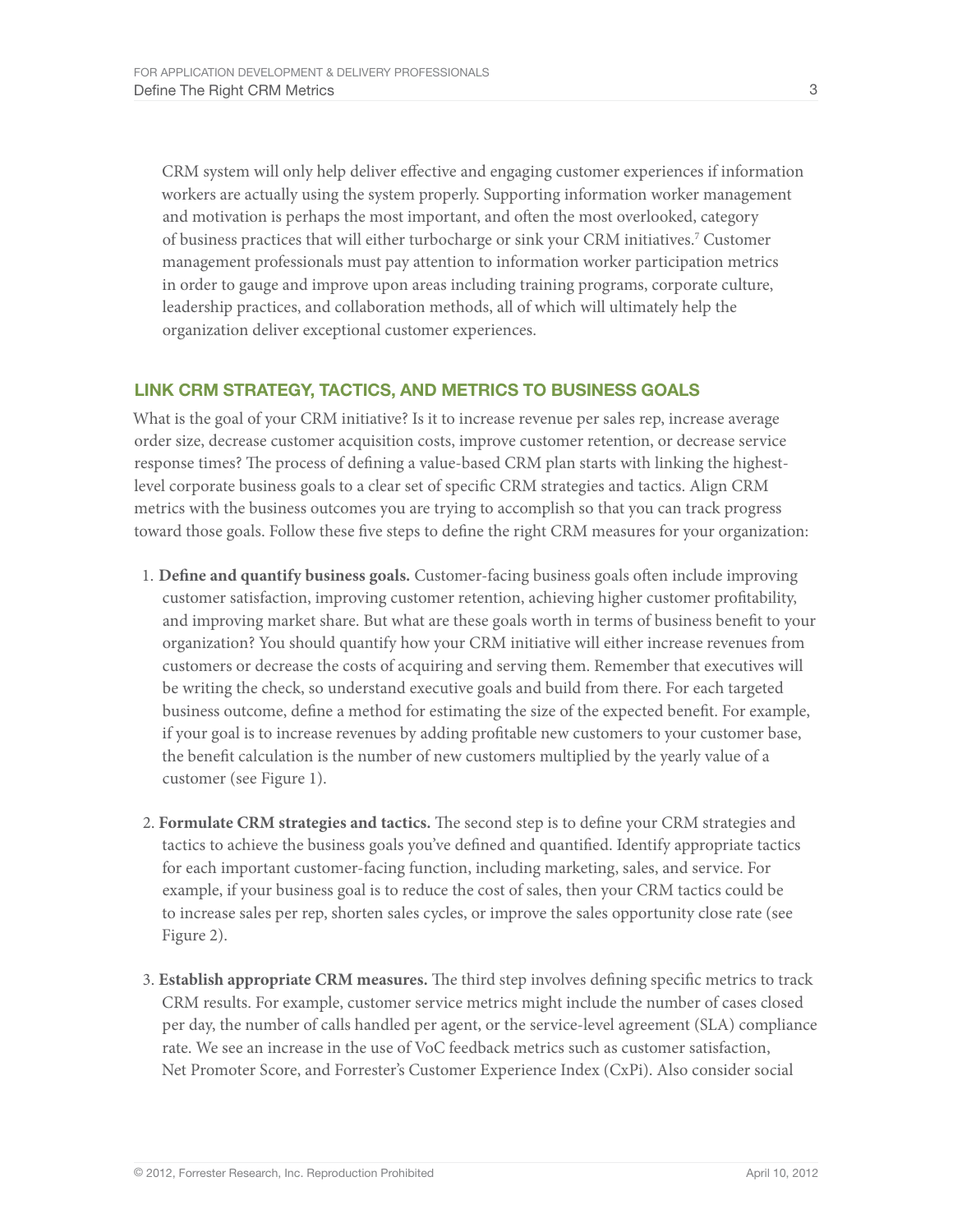CRM system will only help deliver effective and engaging customer experiences if information workers are actually using the system properly. Supporting information worker management and motivation is perhaps the most important, and often the most overlooked, category of business practices that will either turbocharge or sink your CRM initiatives.[7] Customer management professionals must pay attention to information worker participation metrics in order to gauge and improve upon areas including training programs, corporate culture, leadership practices, and collaboration methods, all of which will ultimately help the organization deliver exceptional customer experiences.

## LINK CRM STRATEGY, TACTICS, AND METRICS TO BUSINESS GOALS

What is the goal of your CRM initiative? Is it to increase revenue per sales rep, increase average order size, decrease customer acquisition costs, improve customer retention, or decrease service response times? The process of defining a value-based CRM plan starts with linking the highest-level corporate business goals to a clear set of specific CRM strategies and tactics. Align CRM metrics with the business outcomes you are trying to accomplish so that you can track progress toward those goals. Follow these five steps to define the right CRM measures for your organization:

1. **Define and quantify business goals.** Customer-facing business goals often include improving customer satisfaction, improving customer retention, achieving higher customer profitability, and improving market share. But what are these goals worth in terms of business benefit to your organization? You should quantify how your CRM initiative will either increase revenues from customers or decrease the costs of acquiring and serving them. Remember that executives will be writing the check, so understand executive goals and build from there. For each targeted business outcome, define a method for estimating the size of the expected benefit. For example, if your goal is to increase revenues by adding profitable new customers to your customer base, the benefit calculation is the number of new customers multiplied by the yearly value of a customer (see Figure 1).

2. **Formulate CRM strategies and tactics.** The second step is to define your CRM strategies and tactics to achieve the business goals you've defined and quantified. Identify appropriate tactics for each important customer-facing function, including marketing, sales, and service. For example, if your business goal is to reduce the cost of sales, then your CRM tactics could be to increase sales per rep, shorten sales cycles, or improve the sales opportunity close rate (see Figure 2).

3. **Establish appropriate CRM measures.** The third step involves defining specific metrics to track CRM results. For example, customer service metrics might include the number of cases closed per day, the number of calls handled per agent, or the service-level agreement (SLA) compliance rate. We see an increase in the use of VoC feedback metrics such as customer satisfaction, Net Promoter Score, and Forrester's Customer Experience Index (CxPi). Also consider social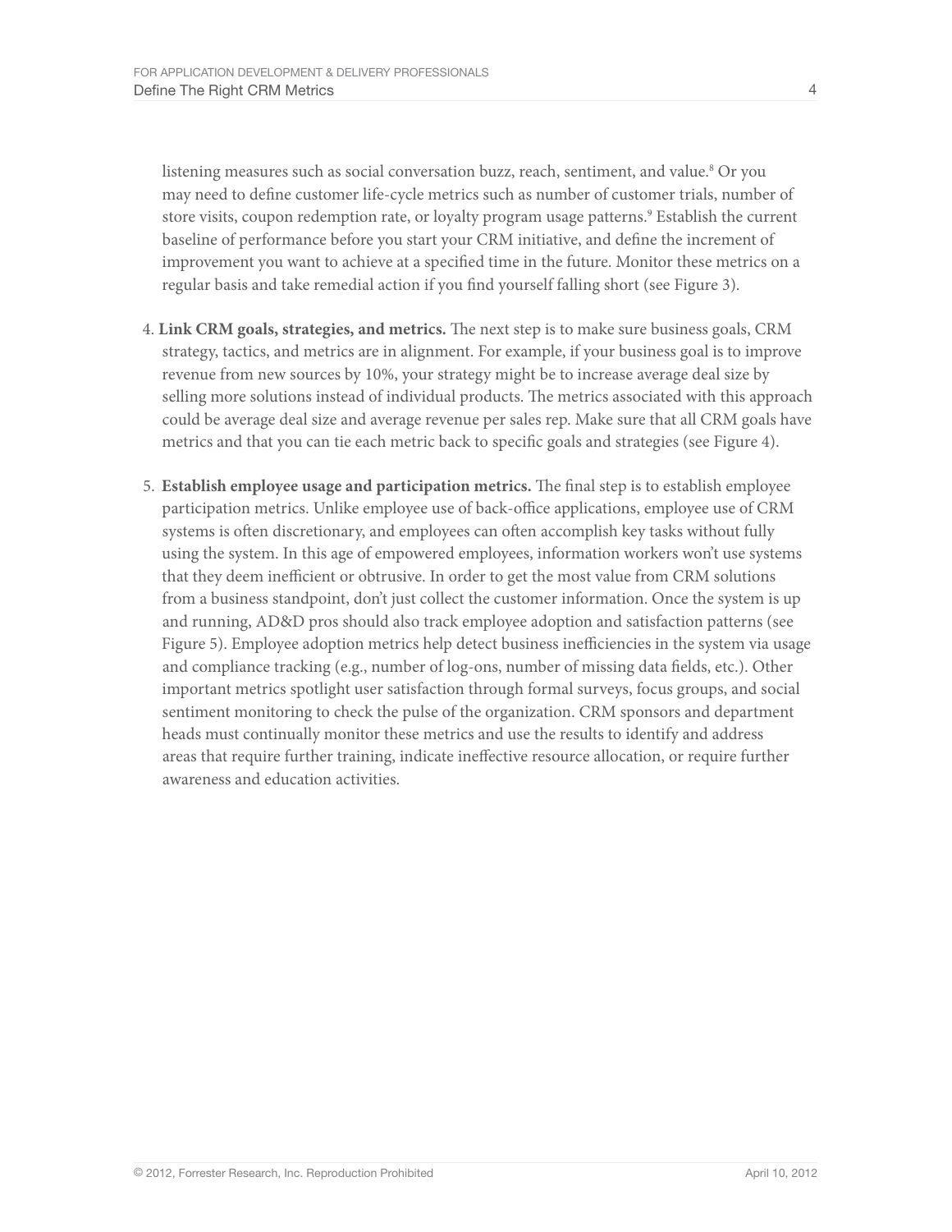listening measures such as social conversation buzz, reach, sentiment, and value.[8] Or you may need to define customer life-cycle metrics such as number of customer trials, number of store visits, coupon redemption rate, or loyalty program usage patterns.[9] Establish the current baseline of performance before you start your CRM initiative, and define the increment of improvement you want to achieve at a specified time in the future. Monitor these metrics on a regular basis and take remedial action if you find yourself falling short (see Figure 3).

4. **Link CRM goals, strategies, and metrics.** The next step is to make sure business goals, CRM strategy, tactics, and metrics are in alignment. For example, if your business goal is to improve revenue from new sources by 10%, your strategy might be to increase average deal size by selling more solutions instead of individual products. The metrics associated with this approach could be average deal size and average revenue per sales rep. Make sure that all CRM goals have metrics and that you can tie each metric back to specific goals and strategies (see Figure 4).

5. **Establish employee usage and participation metrics.** The final step is to establish employee participation metrics. Unlike employee use of back-office applications, employee use of CRM systems is often discretionary, and employees can often accomplish key tasks without fully using the system. In this age of empowered employees, information workers won't use systems that they deem inefficient or obtrusive. In order to get the most value from CRM solutions from a business standpoint, don't just collect the customer information. Once the system is up and running, AD&D pros should also track employee adoption and satisfaction patterns (see Figure 5). Employee adoption metrics help detect business inefficiencies in the system via usage and compliance tracking (e.g., number of log-ons, number of missing data fields, etc.). Other important metrics spotlight user satisfaction through formal surveys, focus groups, and social sentiment monitoring to check the pulse of the organization. CRM sponsors and department heads must continually monitor these metrics and use the results to identify and address areas that require further training, indicate ineffective resource allocation, or require further awareness and education activities.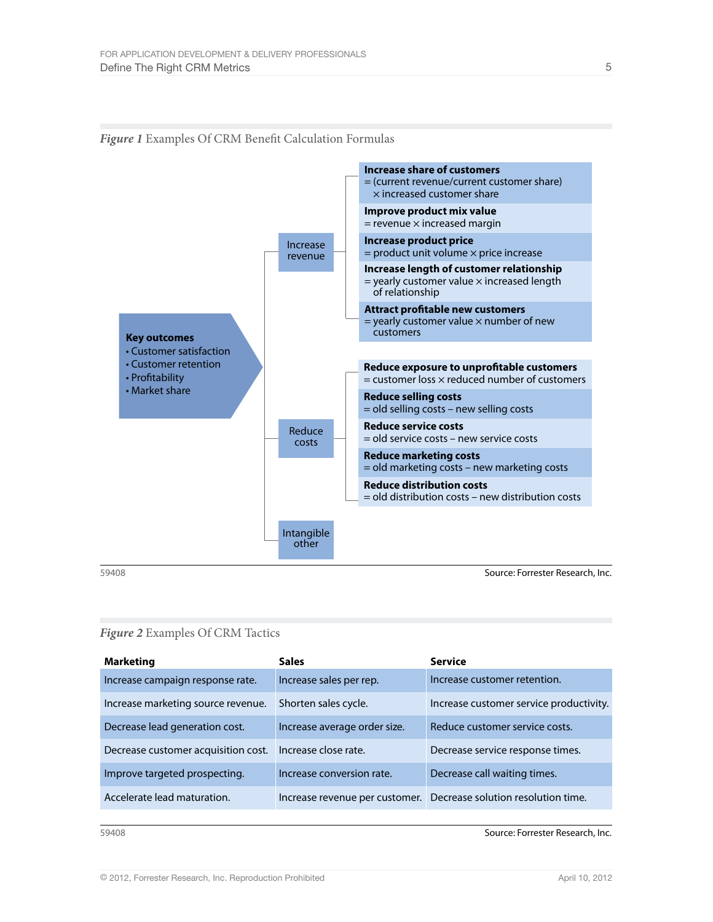*Figure 1* Examples Of CRM Benefit Calculation Formulas

**Key outcomes**
- Customer satisfaction
- Customer retention
- Profitability
- Market share

**Increase revenue**

- **Increase share of customers**
  = (current revenue/current customer share) × increased customer share
- **Improve product mix value**
  = revenue × increased margin
- **Increase product price**
  = product unit volume × price increase
- **Increase length of customer relationship**
  = yearly customer value × increased length of relationship
- **Attract profitable new customers**
  = yearly customer value × number of new customers

**Reduce costs**

- **Reduce exposure to unprofitable customers**
  = customer loss × reduced number of customers
- **Reduce selling costs**
  = old selling costs – new selling costs
- **Reduce service costs**
  = old service costs – new service costs
- **Reduce marketing costs**
  = old marketing costs – new marketing costs
- **Reduce distribution costs**
  = old distribution costs – new distribution costs

**Intangible other**

59408 Source: Forrester Research, Inc.

*Figure 2* Examples Of CRM Tactics

| Marketing | Sales | Service |
|---|---|---|
| Increase campaign response rate. | Increase sales per rep. | Increase customer retention. |
| Increase marketing source revenue. | Shorten sales cycle. | Increase customer service productivity. |
| Decrease lead generation cost. | Increase average order size. | Reduce customer service costs. |
| Decrease customer acquisition cost. | Increase close rate. | Decrease service response times. |
| Improve targeted prospecting. | Increase conversion rate. | Decrease call waiting times. |
| Accelerate lead maturation. | Increase revenue per customer. | Decrease solution resolution time. |

59408 Source: Forrester Research, Inc.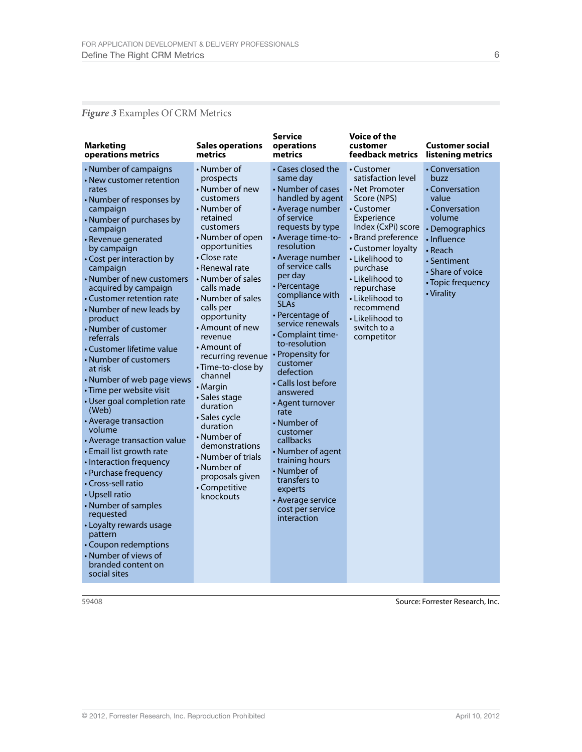*Figure 3* Examples Of CRM Metrics

| Marketing operations metrics | Sales operations metrics | Service operations metrics | Voice of the customer feedback metrics | Customer social listening metrics |
|---|---|---|---|---|
| • Number of campaigns<br>• New customer retention rates<br>• Number of responses by campaign<br>• Number of purchases by campaign<br>• Revenue generated by campaign<br>• Cost per interaction by campaign<br>• Number of new customers acquired by campaign<br>• Customer retention rate<br>• Number of new leads by product<br>• Number of customer referrals<br>• Customer lifetime value<br>• Number of customers at risk<br>• Number of web page views<br>• Time per website visit<br>• User goal completion rate (Web)<br>• Average transaction volume<br>• Average transaction value<br>• Email list growth rate<br>• Interaction frequency<br>• Purchase frequency<br>• Cross-sell ratio<br>• Upsell ratio<br>• Number of samples requested<br>• Loyalty rewards usage pattern<br>• Coupon redemptions<br>• Number of views of branded content on social sites | • Number of prospects<br>• Number of new customers<br>• Number of retained customers<br>• Number of open opportunities<br>• Close rate<br>• Renewal rate<br>• Number of sales calls made<br>• Number of sales calls per opportunity<br>• Amount of new revenue<br>• Amount of recurring revenue<br>• Time-to-close by channel<br>• Margin<br>• Sales stage duration<br>• Sales cycle duration<br>• Number of demonstrations<br>• Number of trials<br>• Number of proposals given<br>• Competitive knockouts | • Cases closed the same day<br>• Number of cases handled by agent<br>• Average number of service requests by type<br>• Average time-to-resolution<br>• Average number of service calls per day<br>• Percentage compliance with SLAs<br>• Percentage of service renewals<br>• Complaint time-to-resolution<br>• Propensity for customer defection<br>• Calls lost before answered<br>• Agent turnover rate<br>• Number of customer callbacks<br>• Number of agent training hours<br>• Number of transfers to experts<br>• Average service cost per service interaction | • Customer satisfaction level<br>• Net Promoter Score (NPS)<br>• Customer Experience Index (CxPi) score<br>• Brand preference<br>• Customer loyalty<br>• Likelihood to purchase<br>• Likelihood to repurchase<br>• Likelihood to recommend<br>• Likelihood to switch to a competitor | • Conversation buzz<br>• Conversation value<br>• Conversation volume<br>• Demographics<br>• Influence<br>• Reach<br>• Sentiment<br>• Share of voice<br>• Topic frequency<br>• Virality |

59408 Source: Forrester Research, Inc.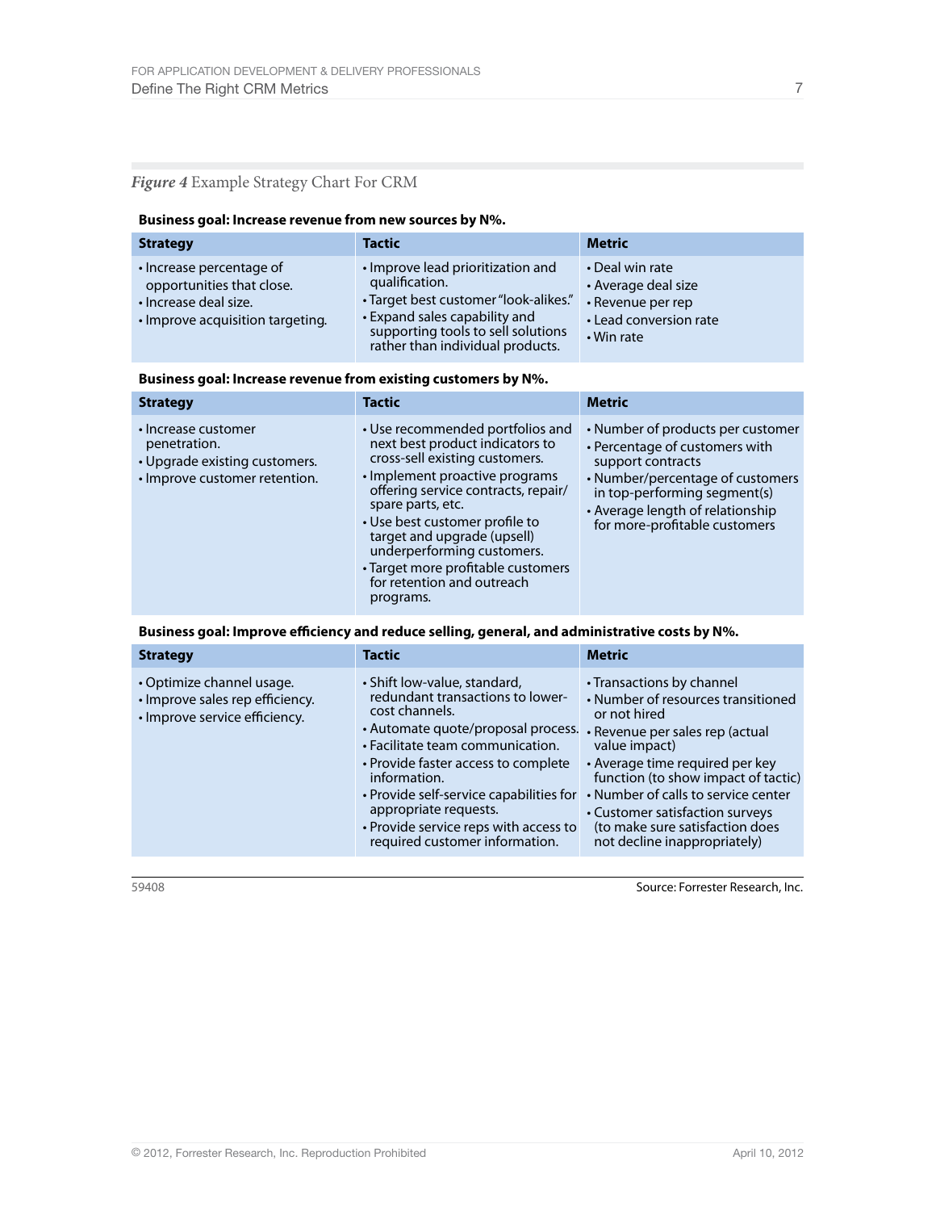*Figure 4* Example Strategy Chart For CRM

**Business goal: Increase revenue from new sources by N%.**

| Strategy | Tactic | Metric |
|---|---|---|
| • Increase percentage of opportunities that close.<br>• Increase deal size.<br>• Improve acquisition targeting. | • Improve lead prioritization and qualification.<br>• Target best customer "look-alikes."<br>• Expand sales capability and supporting tools to sell solutions rather than individual products. | • Deal win rate<br>• Average deal size<br>• Revenue per rep<br>• Lead conversion rate<br>• Win rate |

**Business goal: Increase revenue from existing customers by N%.**

| Strategy | Tactic | Metric |
|---|---|---|
| • Increase customer penetration.<br>• Upgrade existing customers.<br>• Improve customer retention. | • Use recommended portfolios and next best product indicators to cross-sell existing customers.<br>• Implement proactive programs offering service contracts, repair/spare parts, etc.<br>• Use best customer profile to target and upgrade (upsell) underperforming customers.<br>• Target more profitable customers for retention and outreach programs. | • Number of products per customer<br>• Percentage of customers with support contracts<br>• Number/percentage of customers in top-performing segment(s)<br>• Average length of relationship for more-profitable customers |

**Business goal: Improve efficiency and reduce selling, general, and administrative costs by N%.**

| Strategy | Tactic | Metric |
|---|---|---|
| • Optimize channel usage.<br>• Improve sales rep efficiency.<br>• Improve service efficiency. | • Shift low-value, standard, redundant transactions to lower-cost channels.<br>• Automate quote/proposal process.<br>• Facilitate team communication.<br>• Provide faster access to complete information.<br>• Provide self-service capabilities for appropriate requests.<br>• Provide service reps with access to required customer information. | • Transactions by channel<br>• Number of resources transitioned or not hired<br>• Revenue per sales rep (actual value impact)<br>• Average time required per key function (to show impact of tactic)<br>• Number of calls to service center<br>• Customer satisfaction surveys (to make sure satisfaction does not decline inappropriately) |

59408 Source: Forrester Research, Inc.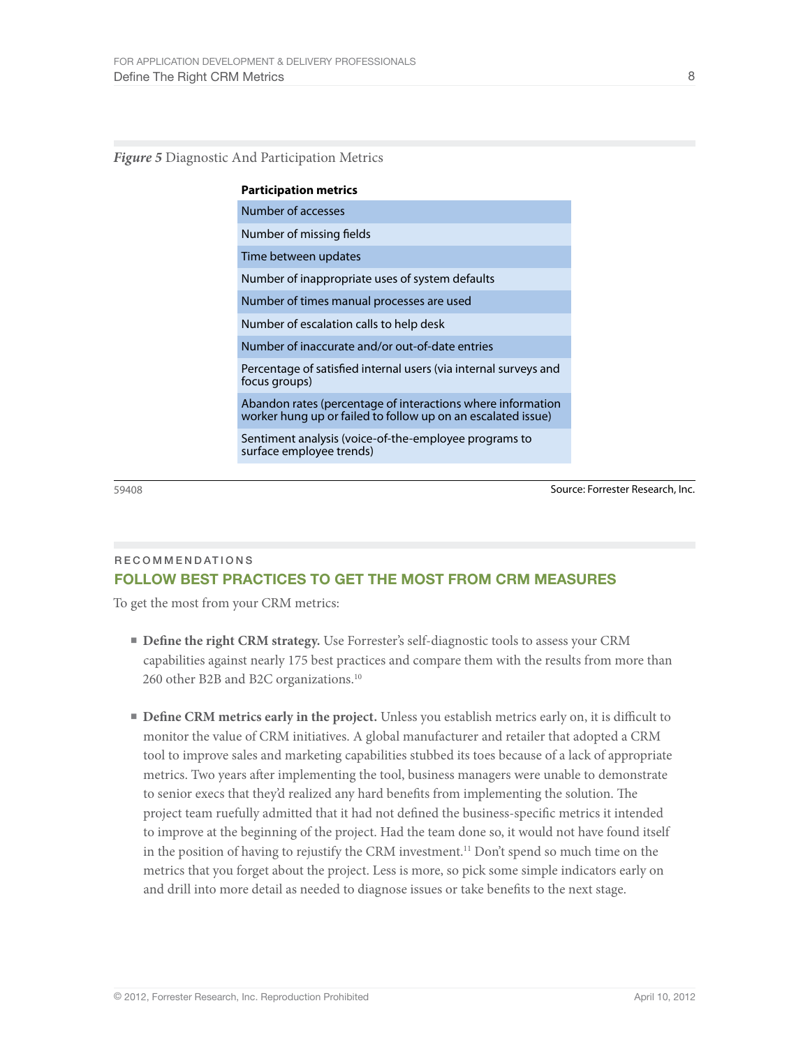*Figure 5* Diagnostic And Participation Metrics

| Participation metrics |
|---|
| Number of accesses |
| Number of missing fields |
| Time between updates |
| Number of inappropriate uses of system defaults |
| Number of times manual processes are used |
| Number of escalation calls to help desk |
| Number of inaccurate and/or out-of-date entries |
| Percentage of satisfied internal users (via internal surveys and focus groups) |
| Abandon rates (percentage of interactions where information worker hung up or failed to follow up on an escalated issue) |
| Sentiment analysis (voice-of-the-employee programs to surface employee trends) |

59408

Source: Forrester Research, Inc.

RECOMMENDATIONS

## FOLLOW BEST PRACTICES TO GET THE MOST FROM CRM MEASURES

To get the most from your CRM metrics:

- **Define the right CRM strategy.** Use Forrester's self-diagnostic tools to assess your CRM capabilities against nearly 175 best practices and compare them with the results from more than 260 other B2B and B2C organizations.[10]

- **Define CRM metrics early in the project.** Unless you establish metrics early on, it is difficult to monitor the value of CRM initiatives. A global manufacturer and retailer that adopted a CRM tool to improve sales and marketing capabilities stubbed its toes because of a lack of appropriate metrics. Two years after implementing the tool, business managers were unable to demonstrate to senior execs that they'd realized any hard benefits from implementing the solution. The project team ruefully admitted that it had not defined the business-specific metrics it intended to improve at the beginning of the project. Had the team done so, it would not have found itself in the position of having to rejustify the CRM investment.[11] Don't spend so much time on the metrics that you forget about the project. Less is more, so pick some simple indicators early on and drill into more detail as needed to diagnose issues or take benefits to the next stage.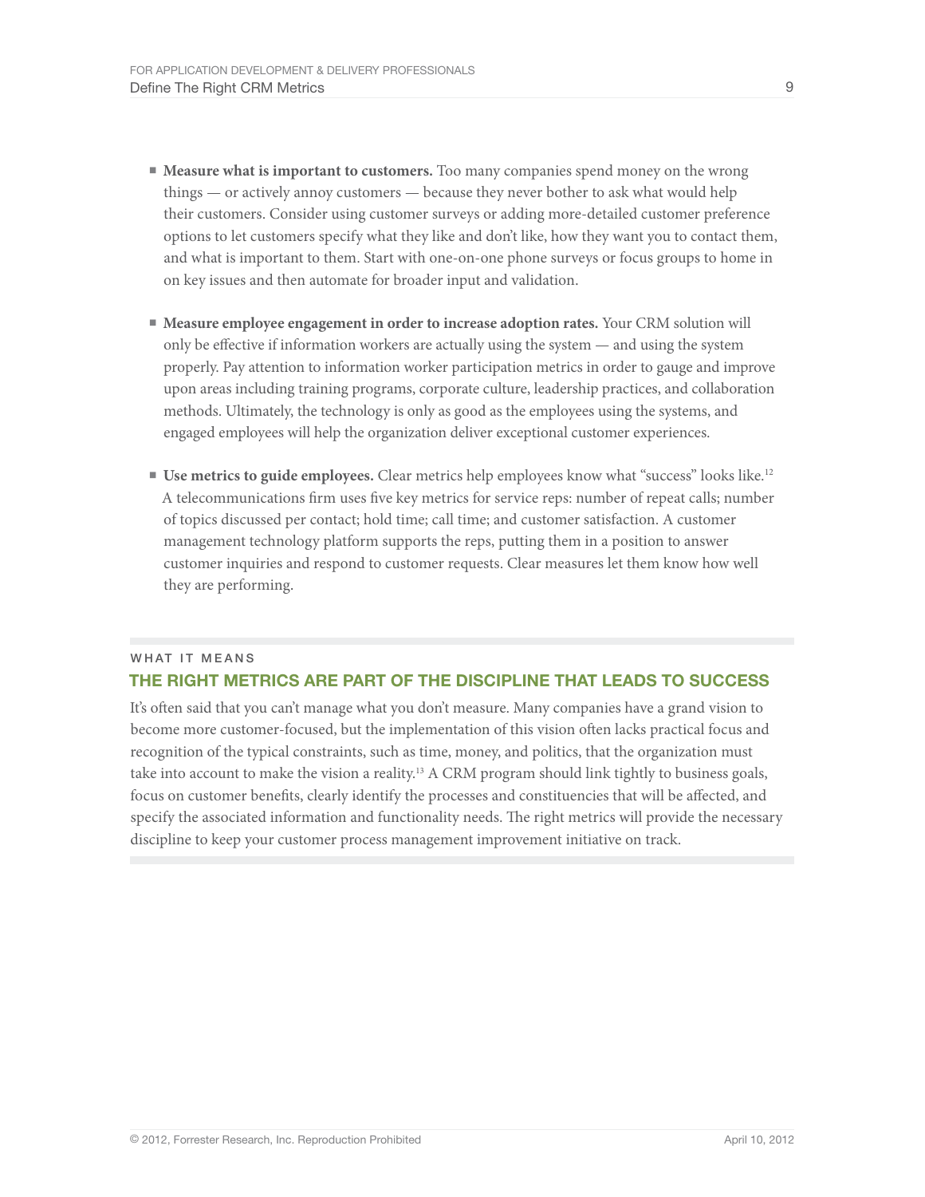- **Measure what is important to customers.** Too many companies spend money on the wrong things — or actively annoy customers — because they never bother to ask what would help their customers. Consider using customer surveys or adding more-detailed customer preference options to let customers specify what they like and don't like, how they want you to contact them, and what is important to them. Start with one-on-one phone surveys or focus groups to home in on key issues and then automate for broader input and validation.

- **Measure employee engagement in order to increase adoption rates.** Your CRM solution will only be effective if information workers are actually using the system — and using the system properly. Pay attention to information worker participation metrics in order to gauge and improve upon areas including training programs, corporate culture, leadership practices, and collaboration methods. Ultimately, the technology is only as good as the employees using the systems, and engaged employees will help the organization deliver exceptional customer experiences.

- **Use metrics to guide employees.** Clear metrics help employees know what "success" looks like.[12] A telecommunications firm uses five key metrics for service reps: number of repeat calls; number of topics discussed per contact; hold time; call time; and customer satisfaction. A customer management technology platform supports the reps, putting them in a position to answer customer inquiries and respond to customer requests. Clear measures let them know how well they are performing.

WHAT IT MEANS

## THE RIGHT METRICS ARE PART OF THE DISCIPLINE THAT LEADS TO SUCCESS

It's often said that you can't manage what you don't measure. Many companies have a grand vision to become more customer-focused, but the implementation of this vision often lacks practical focus and recognition of the typical constraints, such as time, money, and politics, that the organization must take into account to make the vision a reality.[13] A CRM program should link tightly to business goals, focus on customer benefits, clearly identify the processes and constituencies that will be affected, and specify the associated information and functionality needs. The right metrics will provide the necessary discipline to keep your customer process management improvement initiative on track.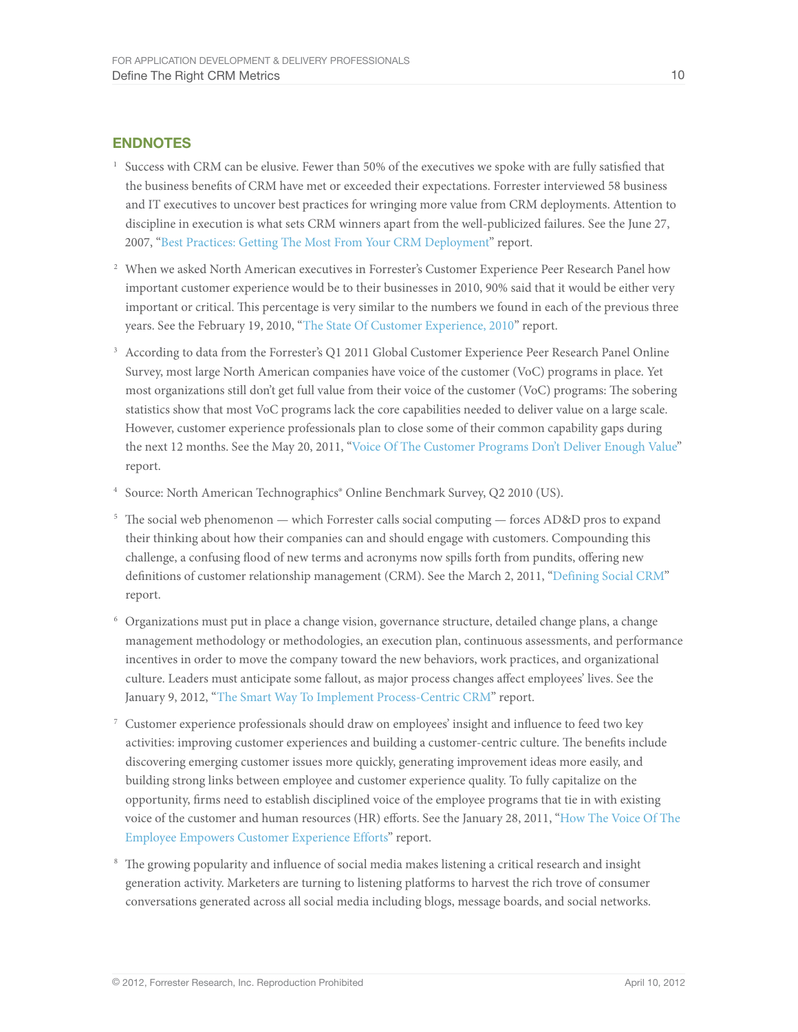## ENDNOTES

[1] Success with CRM can be elusive. Fewer than 50% of the executives we spoke with are fully satisfied that the business benefits of CRM have met or exceeded their expectations. Forrester interviewed 58 business and IT executives to uncover best practices for wringing more value from CRM deployments. Attention to discipline in execution is what sets CRM winners apart from the well-publicized failures. See the June 27, 2007, "Best Practices: Getting The Most From Your CRM Deployment" report.

[2] When we asked North American executives in Forrester's Customer Experience Peer Research Panel how important customer experience would be to their businesses in 2010, 90% said that it would be either very important or critical. This percentage is very similar to the numbers we found in each of the previous three years. See the February 19, 2010, "The State Of Customer Experience, 2010" report.

[3] According to data from the Forrester's Q1 2011 Global Customer Experience Peer Research Panel Online Survey, most large North American companies have voice of the customer (VoC) programs in place. Yet most organizations still don't get full value from their voice of the customer (VoC) programs: The sobering statistics show that most VoC programs lack the core capabilities needed to deliver value on a large scale. However, customer experience professionals plan to close some of their common capability gaps during the next 12 months. See the May 20, 2011, "Voice Of The Customer Programs Don't Deliver Enough Value" report.

[4] Source: North American Technographics® Online Benchmark Survey, Q2 2010 (US).

[5] The social web phenomenon — which Forrester calls social computing — forces AD&D pros to expand their thinking about how their companies can and should engage with customers. Compounding this challenge, a confusing flood of new terms and acronyms now spills forth from pundits, offering new definitions of customer relationship management (CRM). See the March 2, 2011, "Defining Social CRM" report.

[6] Organizations must put in place a change vision, governance structure, detailed change plans, a change management methodology or methodologies, an execution plan, continuous assessments, and performance incentives in order to move the company toward the new behaviors, work practices, and organizational culture. Leaders must anticipate some fallout, as major process changes affect employees' lives. See the January 9, 2012, "The Smart Way To Implement Process-Centric CRM" report.

[7] Customer experience professionals should draw on employees' insight and influence to feed two key activities: improving customer experiences and building a customer-centric culture. The benefits include discovering emerging customer issues more quickly, generating improvement ideas more easily, and building strong links between employee and customer experience quality. To fully capitalize on the opportunity, firms need to establish disciplined voice of the employee programs that tie in with existing voice of the customer and human resources (HR) efforts. See the January 28, 2011, "How The Voice Of The Employee Empowers Customer Experience Efforts" report.

[8] The growing popularity and influence of social media makes listening a critical research and insight generation activity. Marketers are turning to listening platforms to harvest the rich trove of consumer conversations generated across all social media including blogs, message boards, and social networks.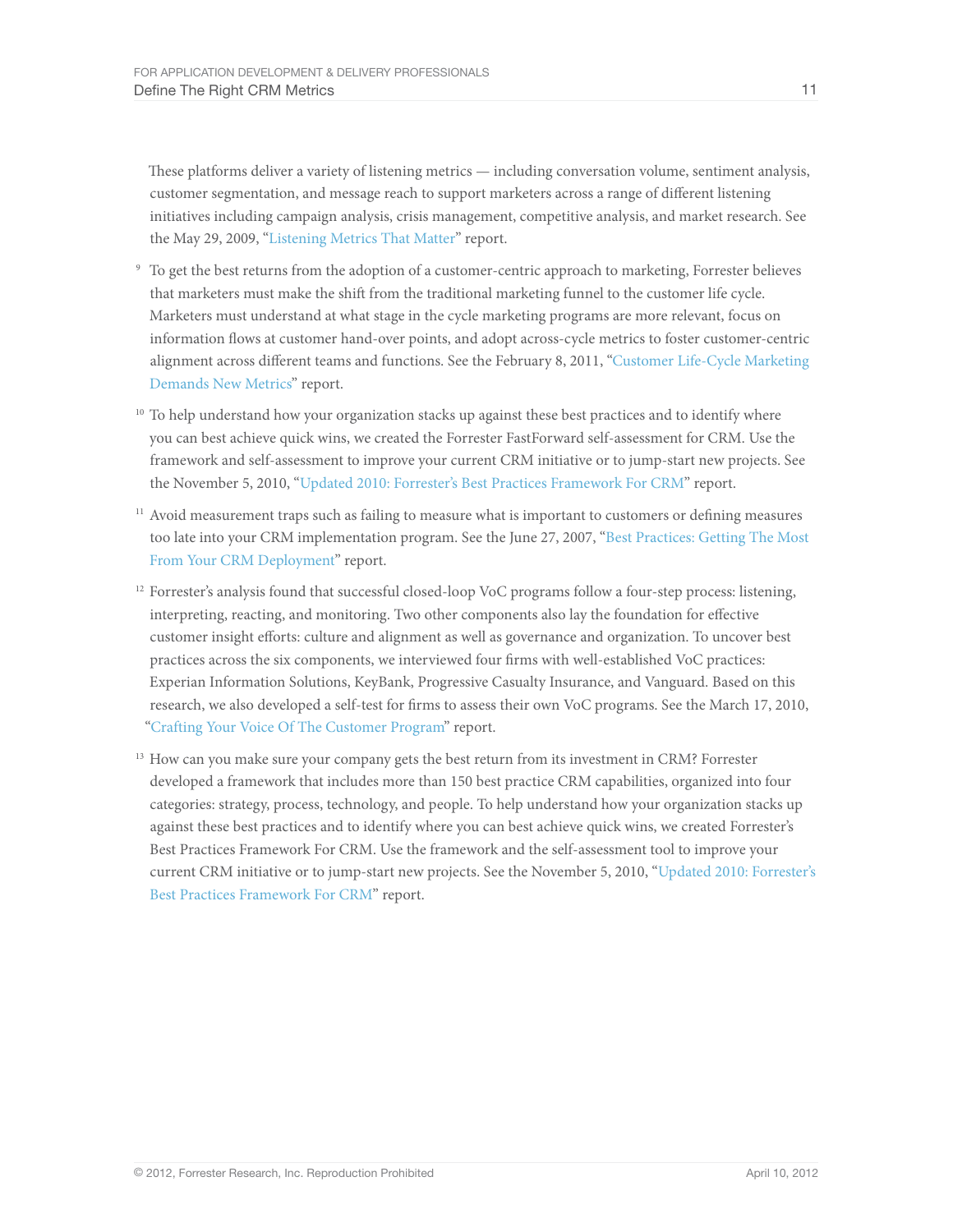These platforms deliver a variety of listening metrics — including conversation volume, sentiment analysis, customer segmentation, and message reach to support marketers across a range of different listening initiatives including campaign analysis, crisis management, competitive analysis, and market research. See the May 29, 2009, "Listening Metrics That Matter" report.

[9] To get the best returns from the adoption of a customer-centric approach to marketing, Forrester believes that marketers must make the shift from the traditional marketing funnel to the customer life cycle. Marketers must understand at what stage in the cycle marketing programs are more relevant, focus on information flows at customer hand-over points, and adopt across-cycle metrics to foster customer-centric alignment across different teams and functions. See the February 8, 2011, "Customer Life-Cycle Marketing Demands New Metrics" report.

[10] To help understand how your organization stacks up against these best practices and to identify where you can best achieve quick wins, we created the Forrester FastForward self-assessment for CRM. Use the framework and self-assessment to improve your current CRM initiative or to jump-start new projects. See the November 5, 2010, "Updated 2010: Forrester's Best Practices Framework For CRM" report.

[11] Avoid measurement traps such as failing to measure what is important to customers or defining measures too late into your CRM implementation program. See the June 27, 2007, "Best Practices: Getting The Most From Your CRM Deployment" report.

[12] Forrester's analysis found that successful closed-loop VoC programs follow a four-step process: listening, interpreting, reacting, and monitoring. Two other components also lay the foundation for effective customer insight efforts: culture and alignment as well as governance and organization. To uncover best practices across the six components, we interviewed four firms with well-established VoC practices: Experian Information Solutions, KeyBank, Progressive Casualty Insurance, and Vanguard. Based on this research, we also developed a self-test for firms to assess their own VoC programs. See the March 17, 2010, "Crafting Your Voice Of The Customer Program" report.

[13] How can you make sure your company gets the best return from its investment in CRM? Forrester developed a framework that includes more than 150 best practice CRM capabilities, organized into four categories: strategy, process, technology, and people. To help understand how your organization stacks up against these best practices and to identify where you can best achieve quick wins, we created Forrester's Best Practices Framework For CRM. Use the framework and the self-assessment tool to improve your current CRM initiative or to jump-start new projects. See the November 5, 2010, "Updated 2010: Forrester's Best Practices Framework For CRM" report.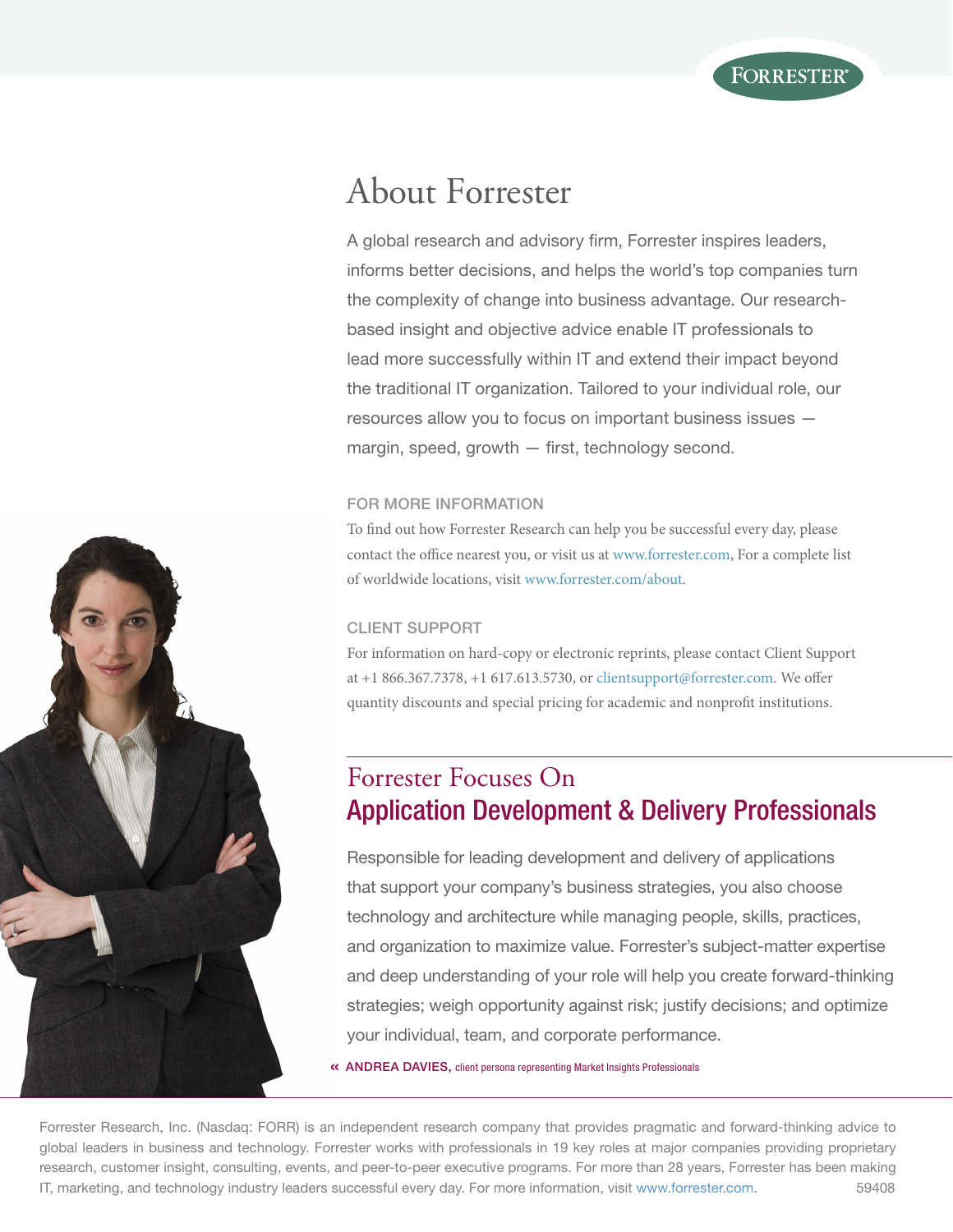# About Forrester

A global research and advisory firm, Forrester inspires leaders, informs better decisions, and helps the world's top companies turn the complexity of change into business advantage. Our research-based insight and objective advice enable IT professionals to lead more successfully within IT and extend their impact beyond the traditional IT organization. Tailored to your individual role, our resources allow you to focus on important business issues — margin, speed, growth — first, technology second.

### FOR MORE INFORMATION

To find out how Forrester Research can help you be successful every day, please contact the office nearest you, or visit us at www.forrester.com, For a complete list of worldwide locations, visit www.forrester.com/about.

### CLIENT SUPPORT

For information on hard-copy or electronic reprints, please contact Client Support at +1 866.367.7378, +1 617.613.5730, or clientsupport@forrester.com. We offer quantity discounts and special pricing for academic and nonprofit institutions.

## Forrester Focuses On Application Development & Delivery Professionals

Responsible for leading development and delivery of applications that support your company's business strategies, you also choose technology and architecture while managing people, skills, practices, and organization to maximize value. Forrester's subject-matter expertise and deep understanding of your role will help you create forward-thinking strategies; weigh opportunity against risk; justify decisions; and optimize your individual, team, and corporate performance.

« ANDREA DAVIES, client persona representing Market Insights Professionals

Forrester Research, Inc. (Nasdaq: FORR) is an independent research company that provides pragmatic and forward-thinking advice to global leaders in business and technology. Forrester works with professionals in 19 key roles at major companies providing proprietary research, customer insight, consulting, events, and peer-to-peer executive programs. For more than 28 years, Forrester has been making IT, marketing, and technology industry leaders successful every day. For more information, visit www.forrester.com.

59408